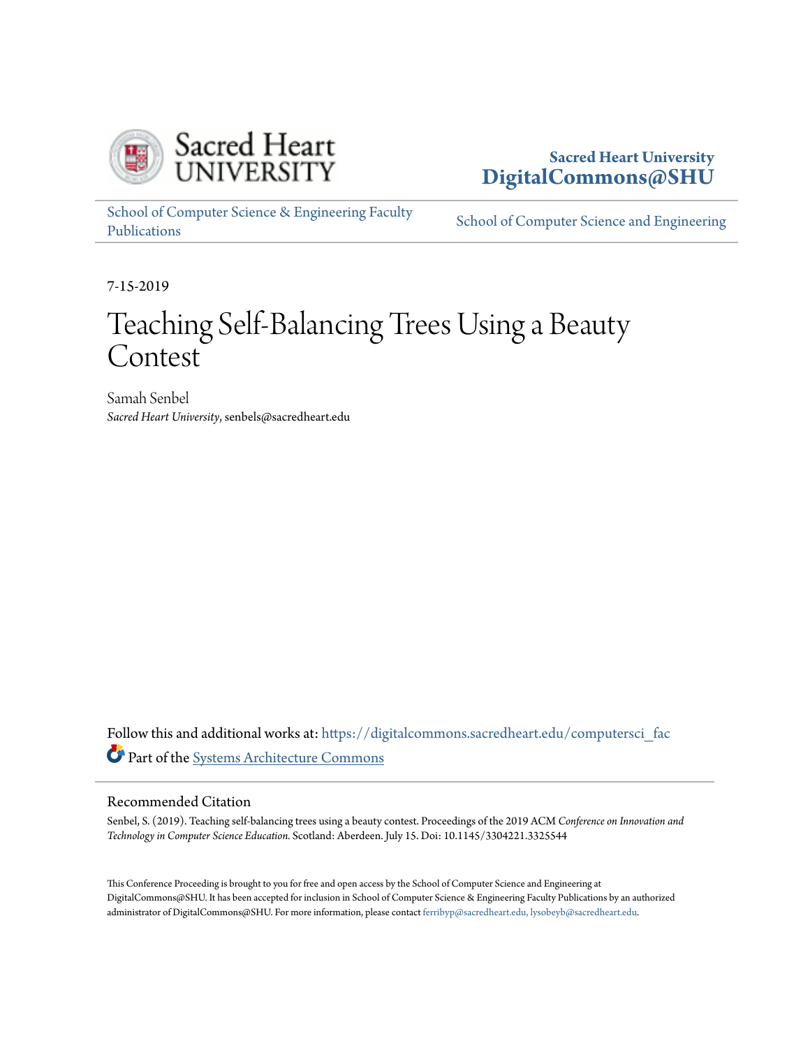Sacred Heart University
**DigitalCommons@SHU**

School of Computer Science & Engineering Faculty Publications

School of Computer Science and Engineering

7-15-2019

# Teaching Self-Balancing Trees Using a Beauty Contest

Samah Senbel
*Sacred Heart University*, senbels@sacredheart.edu

Follow this and additional works at: https://digitalcommons.sacredheart.edu/computersci_fac

Part of the Systems Architecture Commons

## Recommended Citation

Senbel, S. (2019). Teaching self-balancing trees using a beauty contest. Proceedings of the 2019 ACM *Conference on Innovation and Technology in Computer Science Education.* Scotland: Aberdeen. July 15. Doi: 10.1145/3304221.3325544

This Conference Proceeding is brought to you for free and open access by the School of Computer Science and Engineering at DigitalCommons@SHU. It has been accepted for inclusion in School of Computer Science & Engineering Faculty Publications by an authorized administrator of DigitalCommons@SHU. For more information, please contact ferribyp@sacredheart.edu, lysobeyb@sacredheart.edu.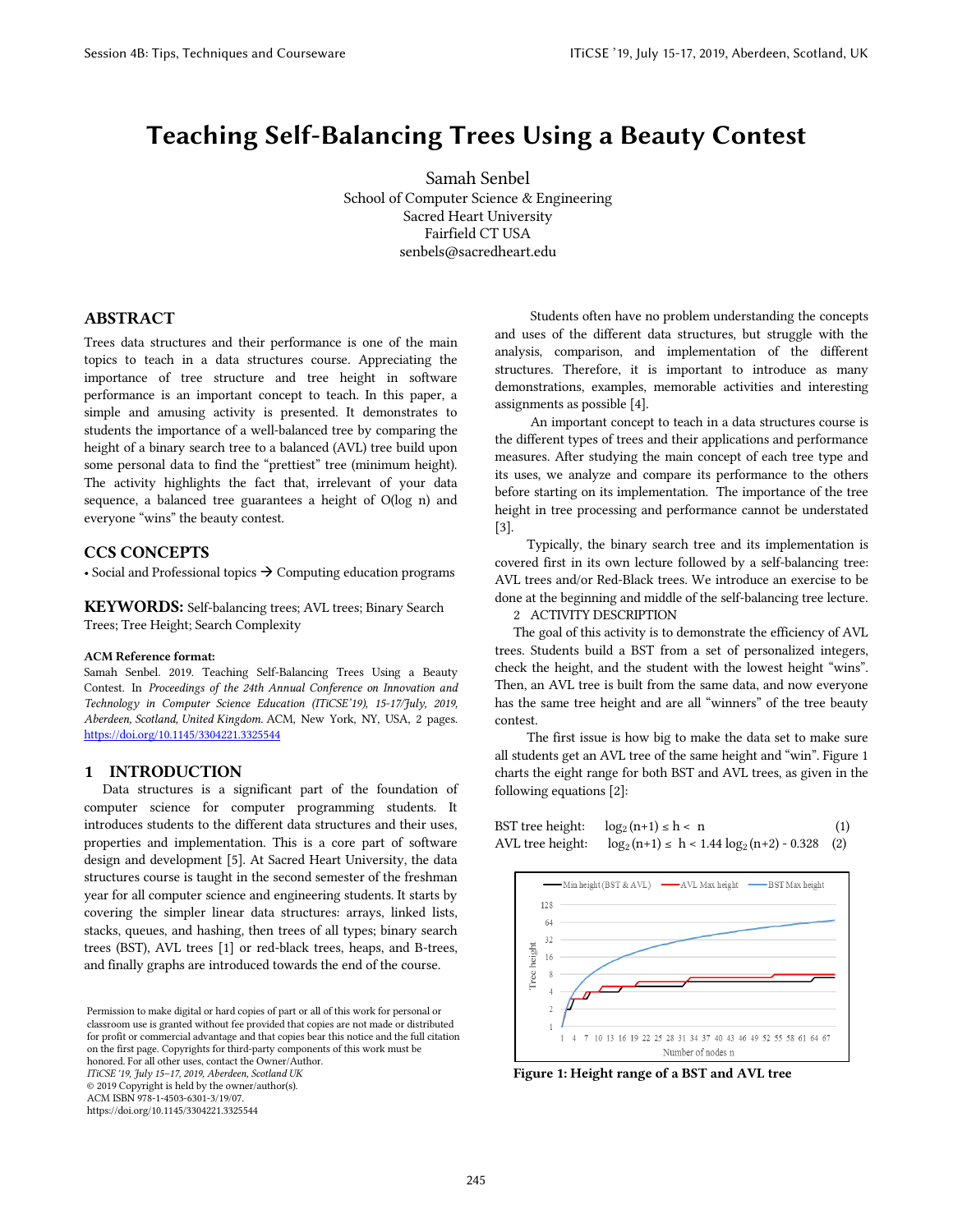# Teaching Self-Balancing Trees Using a Beauty Contest

Samah Senbel
School of Computer Science & Engineering
Sacred Heart University
Fairfield CT USA
senbels@sacredheart.edu

## ABSTRACT

Trees data structures and their performance is one of the main topics to teach in a data structures course. Appreciating the importance of tree structure and tree height in software performance is an important concept to teach. In this paper, a simple and amusing activity is presented. It demonstrates to students the importance of a well-balanced tree by comparing the height of a binary search tree to a balanced (AVL) tree build upon some personal data to find the "prettiest" tree (minimum height). The activity highlights the fact that, irrelevant of your data sequence, a balanced tree guarantees a height of O(log n) and everyone "wins" the beauty contest.

## CCS CONCEPTS

• Social and Professional topics → Computing education programs

**KEYWORDS:** Self-balancing trees; AVL trees; Binary Search Trees; Tree Height; Search Complexity

**ACM Reference format:**

Samah Senbel. 2019. Teaching Self-Balancing Trees Using a Beauty Contest. In *Proceedings of the 24th Annual Conference on Innovation and Technology in Computer Science Education (ITiCSE'19), 15-17/July, 2019, Aberdeen, Scotland, United Kingdom.* ACM, New York, NY, USA, 2 pages. https://doi.org/10.1145/3304221.3325544

## 1 INTRODUCTION

Data structures is a significant part of the foundation of computer science for computer programming students. It introduces students to the different data structures and their uses, properties and implementation. This is a core part of software design and development [5]. At Sacred Heart University, the data structures course is taught in the second semester of the freshman year for all computer science and engineering students. It starts by covering the simpler linear data structures: arrays, linked lists, stacks, queues, and hashing, then trees of all types; binary search trees (BST), AVL trees [1] or red-black trees, heaps, and B-trees, and finally graphs are introduced towards the end of the course.

Permission to make digital or hard copies of part or all of this work for personal or classroom use is granted without fee provided that copies are not made or distributed for profit or commercial advantage and that copies bear this notice and the full citation on the first page. Copyrights for third-party components of this work must be honored. For all other uses, contact the Owner/Author.
*ITiCSE '19, July 15–17, 2019, Aberdeen, Scotland UK*
© 2019 Copyright is held by the owner/author(s).
ACM ISBN 978-1-4503-6301-3/19/07.
https://doi.org/10.1145/3304221.3325544

Students often have no problem understanding the concepts and uses of the different data structures, but struggle with the analysis, comparison, and implementation of the different structures. Therefore, it is important to introduce as many demonstrations, examples, memorable activities and interesting assignments as possible [4].

An important concept to teach in a data structures course is the different types of trees and their applications and performance measures. After studying the main concept of each tree type and its uses, we analyze and compare its performance to the others before starting on its implementation. The importance of the tree height in tree processing and performance cannot be understated [3].

Typically, the binary search tree and its implementation is covered first in its own lecture followed by a self-balancing tree: AVL trees and/or Red-Black trees. We introduce an exercise to be done at the beginning and middle of the self-balancing tree lecture.

## 2 ACTIVITY DESCRIPTION

The goal of this activity is to demonstrate the efficiency of AVL trees. Students build a BST from a set of personalized integers, check the height, and the student with the lowest height "wins". Then, an AVL tree is built from the same data, and now everyone has the same tree height and are all "winners" of the tree beauty contest.

The first issue is how big to make the data set to make sure all students get an AVL tree of the same height and "win". Figure 1 charts the eight range for both BST and AVL trees, as given in the following equations [2]:

BST tree height: $\log_2(n+1) \leq h < n$ (1)

AVL tree height: $\log_2(n+1) \leq h < 1.44 \log_2(n+2) - 0.328$ (2)

Min height (BST & AVL) — AVL Max height — BST Max height
Tree height
128
64
32
16
8
4
2
1
1 4 7 10 13 16 19 22 25 28 31 34 37 40 43 46 49 52 55 58 61 64 67
Number of nodes n

**Figure 1: Height range of a BST and AVL tree**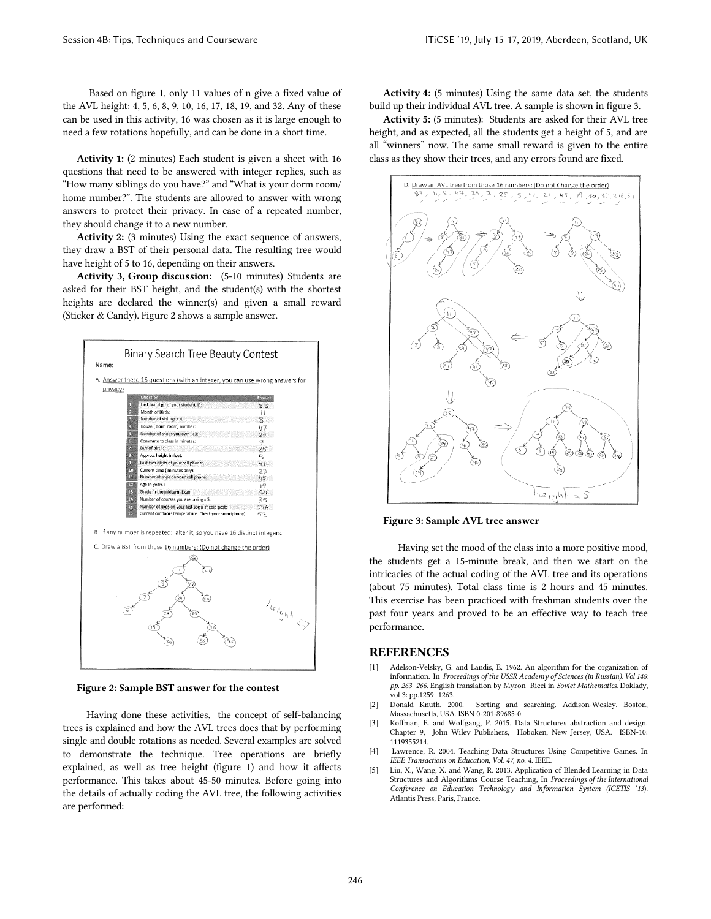Based on figure 1, only 11 values of n give a fixed value of the AVL height: 4, 5, 6, 8, 9, 10, 16, 17, 18, 19, and 32. Any of these can be used in this activity, 16 was chosen as it is large enough to need a few rotations hopefully, and can be done in a short time.

**Activity 1:** (2 minutes) Each student is given a sheet with 16 questions that need to be answered with integer replies, such as "How many siblings do you have?" and "What is your dorm room/ home number?". The students are allowed to answer with wrong answers to protect their privacy. In case of a repeated number, they should change it to a new number.

**Activity 2:** (3 minutes) Using the exact sequence of answers, they draw a BST of their personal data. The resulting tree would have height of 5 to 16, depending on their answers.

**Activity 3, Group discussion:** (5-10 minutes) Students are asked for their BST height, and the student(s) with the shortest heights are declared the winner(s) and given a small reward (Sticker & Candy). Figure 2 shows a sample answer.

**Figure 2: Sample BST answer for the contest**

Having done these activities, the concept of self-balancing trees is explained and how the AVL trees does that by performing single and double rotations as needed. Several examples are solved to demonstrate the technique. Tree operations are briefly explained, as well as tree height (figure 1) and how it affects performance. This takes about 45-50 minutes. Before going into the details of actually coding the AVL tree, the following activities are performed:

**Activity 4:** (5 minutes) Using the same data set, the students build up their individual AVL tree. A sample is shown in figure 3.

**Activity 5:** (5 minutes): Students are asked for their AVL tree height, and as expected, all the students get a height of 5, and are all "winners" now. The same small reward is given to the entire class as they show their trees, and any errors found are fixed.

**Figure 3: Sample AVL tree answer**

Having set the mood of the class into a more positive mood, the students get a 15-minute break, and then we start on the intricacies of the actual coding of the AVL tree and its operations (about 75 minutes). Total class time is 2 hours and 45 minutes. This exercise has been practiced with freshman students over the past four years and proved to be an effective way to teach tree performance.

## REFERENCES

[1] Adelson-Velsky, G. and Landis, E. 1962. An algorithm for the organization of information. In *Proceedings of the USSR Academy of Sciences (in Russian). Vol 146: pp. 263–266.* English translation by Myron Ricci in *Soviet Mathematics.* Doklady, vol 3: pp.1259–1263.

[2] Donald Knuth. 2000. Sorting and searching. Addison-Wesley, Boston, Massachusetts, USA. ISBN 0-201-89685-0.

[3] Koffman, E. and Wolfgang, P. 2015. Data Structures abstraction and design. Chapter 9, John Wiley Publishers, Hoboken, New Jersey, USA. ISBN-10: 1119355214.

[4] Lawrence, R. 2004. Teaching Data Structures Using Competitive Games. In *IEEE Transactions on Education, Vol. 47, no. 4.* IEEE.

[5] Liu, X., Wang, X. and Wang, R. 2013. Application of Blended Learning in Data Structures and Algorithms Course Teaching, In *Proceedings of the International Conference on Education Technology and Information System (ICETIS '13).* Atlantis Press, Paris, France.